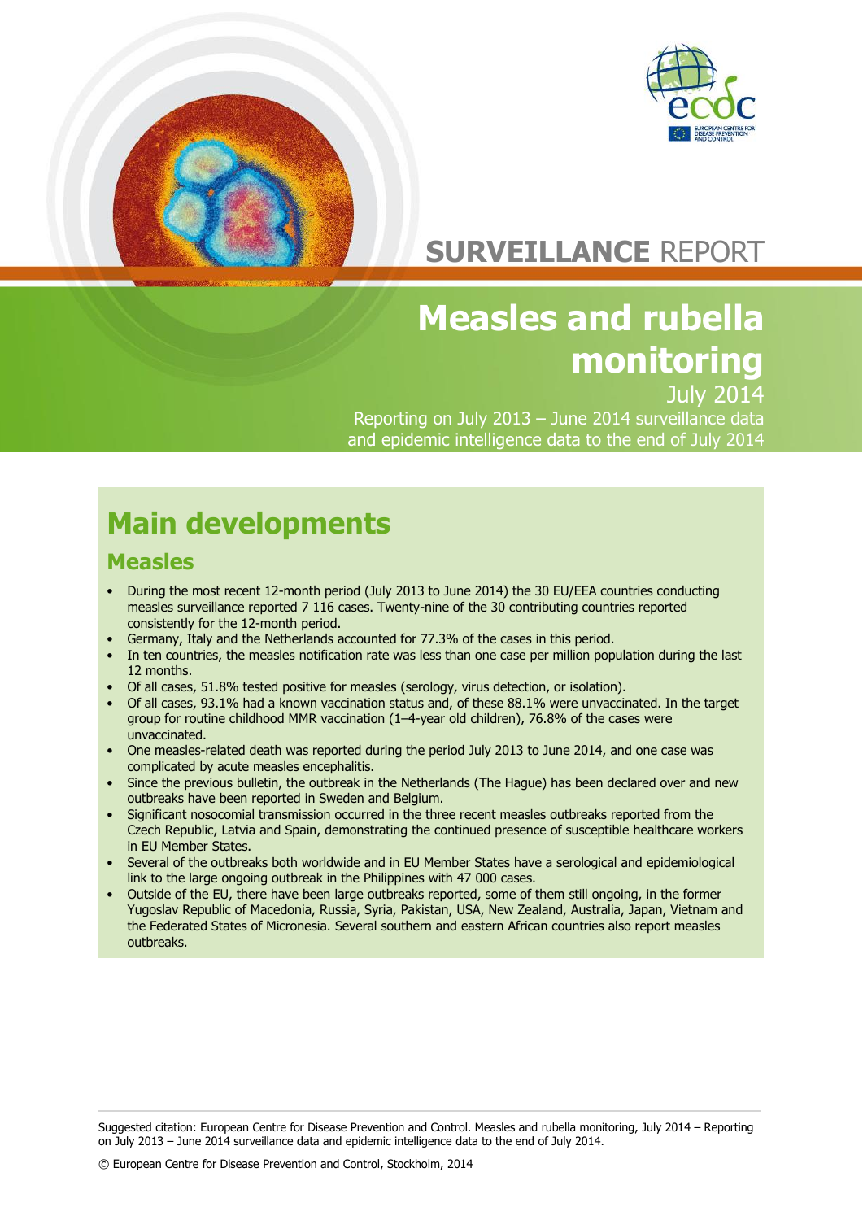SURVEILLANCE REPORT

# Measles and rubella monitoring

July 2014

Reporting on July 2013 – June 2014 surveillance data and epidemic intelligence data to the end of July 2014

## Main developments

### Measles

- During the most recent 12-month period (July 2013 to June 2014) the 30 EU/EEA countries conducting measles surveillance reported 7 116 cases. Twenty-nine of the 30 contributing countries reported consistently for the 12-month period.
- Germany, Italy and the Netherlands accounted for 77.3% of the cases in this period.
- In ten countries, the measles notification rate was less than one case per million population during the last 12 months.
- Of all cases, 51.8% tested positive for measles (serology, virus detection, or isolation).
- Of all cases, 93.1% had a known vaccination status and, of these 88.1% were unvaccinated. In the target group for routine childhood MMR vaccination (1–4-year old children), 76.8% of the cases were unvaccinated.
- One measles-related death was reported during the period July 2013 to June 2014, and one case was complicated by acute measles encephalitis.
- Since the previous bulletin, the outbreak in the Netherlands (The Hague) has been declared over and new outbreaks have been reported in Sweden and Belgium.
- Significant nosocomial transmission occurred in the three recent measles outbreaks reported from the Czech Republic, Latvia and Spain, demonstrating the continued presence of susceptible healthcare workers in EU Member States.
- Several of the outbreaks both worldwide and in EU Member States have a serological and epidemiological link to the large ongoing outbreak in the Philippines with 47 000 cases.
- Outside of the EU, there have been large outbreaks reported, some of them still ongoing, in the former Yugoslav Republic of Macedonia, Russia, Syria, Pakistan, USA, New Zealand, Australia, Japan, Vietnam and the Federated States of Micronesia. Several southern and eastern African countries also report measles outbreaks.

Suggested citation: European Centre for Disease Prevention and Control. Measles and rubella monitoring, July 2014 – Reporting on July 2013 – June 2014 surveillance data and epidemic intelligence data to the end of July 2014.

© European Centre for Disease Prevention and Control, Stockholm, 2014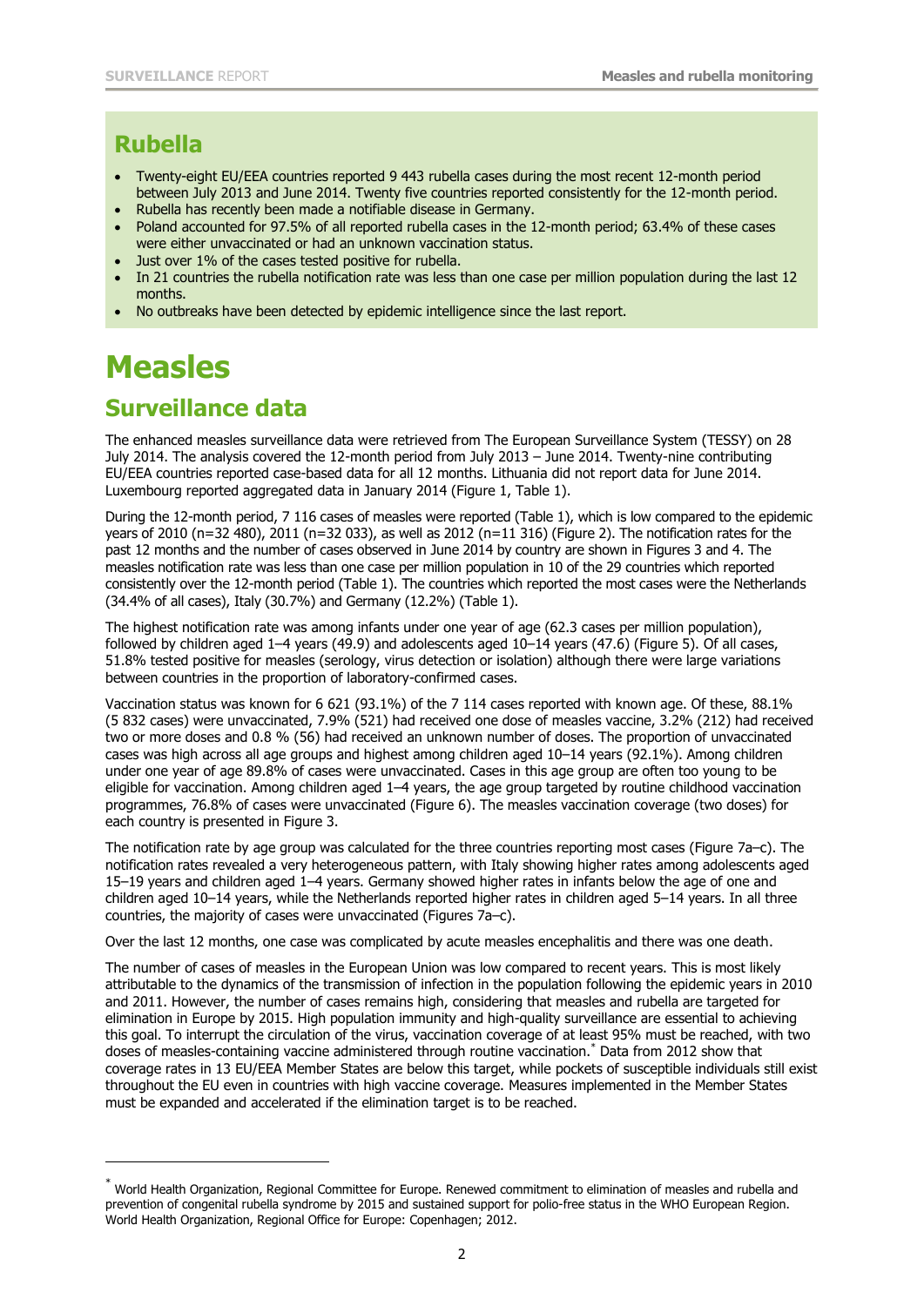## Rubella

- Twenty-eight EU/EEA countries reported 9 443 rubella cases during the most recent 12-month period between July 2013 and June 2014. Twenty five countries reported consistently for the 12-month period.
- Rubella has recently been made a notifiable disease in Germany.
- Poland accounted for 97.5% of all reported rubella cases in the 12-month period; 63.4% of these cases were either unvaccinated or had an unknown vaccination status.
- Just over 1% of the cases tested positive for rubella.
- In 21 countries the rubella notification rate was less than one case per million population during the last 12 months.
- No outbreaks have been detected by epidemic intelligence since the last report.

# Measles

## Surveillance data

The enhanced measles surveillance data were retrieved from The European Surveillance System (TESSY) on 28 July 2014. The analysis covered the 12-month period from July 2013 – June 2014. Twenty-nine contributing EU/EEA countries reported case-based data for all 12 months. Lithuania did not report data for June 2014. Luxembourg reported aggregated data in January 2014 (Figure 1, Table 1).

During the 12-month period, 7 116 cases of measles were reported (Table 1), which is low compared to the epidemic years of 2010 (n=32 480), 2011 (n=32 033), as well as 2012 (n=11 316) (Figure 2). The notification rates for the past 12 months and the number of cases observed in June 2014 by country are shown in Figures 3 and 4. The measles notification rate was less than one case per million population in 10 of the 29 countries which reported consistently over the 12-month period (Table 1). The countries which reported the most cases were the Netherlands (34.4% of all cases), Italy (30.7%) and Germany (12.2%) (Table 1).

The highest notification rate was among infants under one year of age (62.3 cases per million population), followed by children aged 1–4 years (49.9) and adolescents aged 10–14 years (47.6) (Figure 5). Of all cases, 51.8% tested positive for measles (serology, virus detection or isolation) although there were large variations between countries in the proportion of laboratory-confirmed cases.

Vaccination status was known for 6 621 (93.1%) of the 7 114 cases reported with known age. Of these, 88.1% (5 832 cases) were unvaccinated, 7.9% (521) had received one dose of measles vaccine, 3.2% (212) had received two or more doses and 0.8 % (56) had received an unknown number of doses. The proportion of unvaccinated cases was high across all age groups and highest among children aged 10–14 years (92.1%). Among children under one year of age 89.8% of cases were unvaccinated. Cases in this age group are often too young to be eligible for vaccination. Among children aged 1–4 years, the age group targeted by routine childhood vaccination programmes, 76.8% of cases were unvaccinated (Figure 6). The measles vaccination coverage (two doses) for each country is presented in Figure 3.

The notification rate by age group was calculated for the three countries reporting most cases (Figure 7a–c). The notification rates revealed a very heterogeneous pattern, with Italy showing higher rates among adolescents aged 15–19 years and children aged 1–4 years. Germany showed higher rates in infants below the age of one and children aged 10–14 years, while the Netherlands reported higher rates in children aged 5–14 years. In all three countries, the majority of cases were unvaccinated (Figures 7a–c).

Over the last 12 months, one case was complicated by acute measles encephalitis and there was one death.

The number of cases of measles in the European Union was low compared to recent years. This is most likely attributable to the dynamics of the transmission of infection in the population following the epidemic years in 2010 and 2011. However, the number of cases remains high, considering that measles and rubella are targeted for elimination in Europe by 2015. High population immunity and high-quality surveillance are essential to achieving this goal. To interrupt the circulation of the virus, vaccination coverage of at least 95% must be reached, with two doses of measles-containing vaccine administered through routine vaccination.* Data from 2012 show that coverage rates in 13 EU/EEA Member States are below this target, while pockets of susceptible individuals still exist throughout the EU even in countries with high vaccine coverage. Measures implemented in the Member States must be expanded and accelerated if the elimination target is to be reached.

---

* World Health Organization, Regional Committee for Europe. Renewed commitment to elimination of measles and rubella and prevention of congenital rubella syndrome by 2015 and sustained support for polio-free status in the WHO European Region. World Health Organization, Regional Office for Europe: Copenhagen; 2012.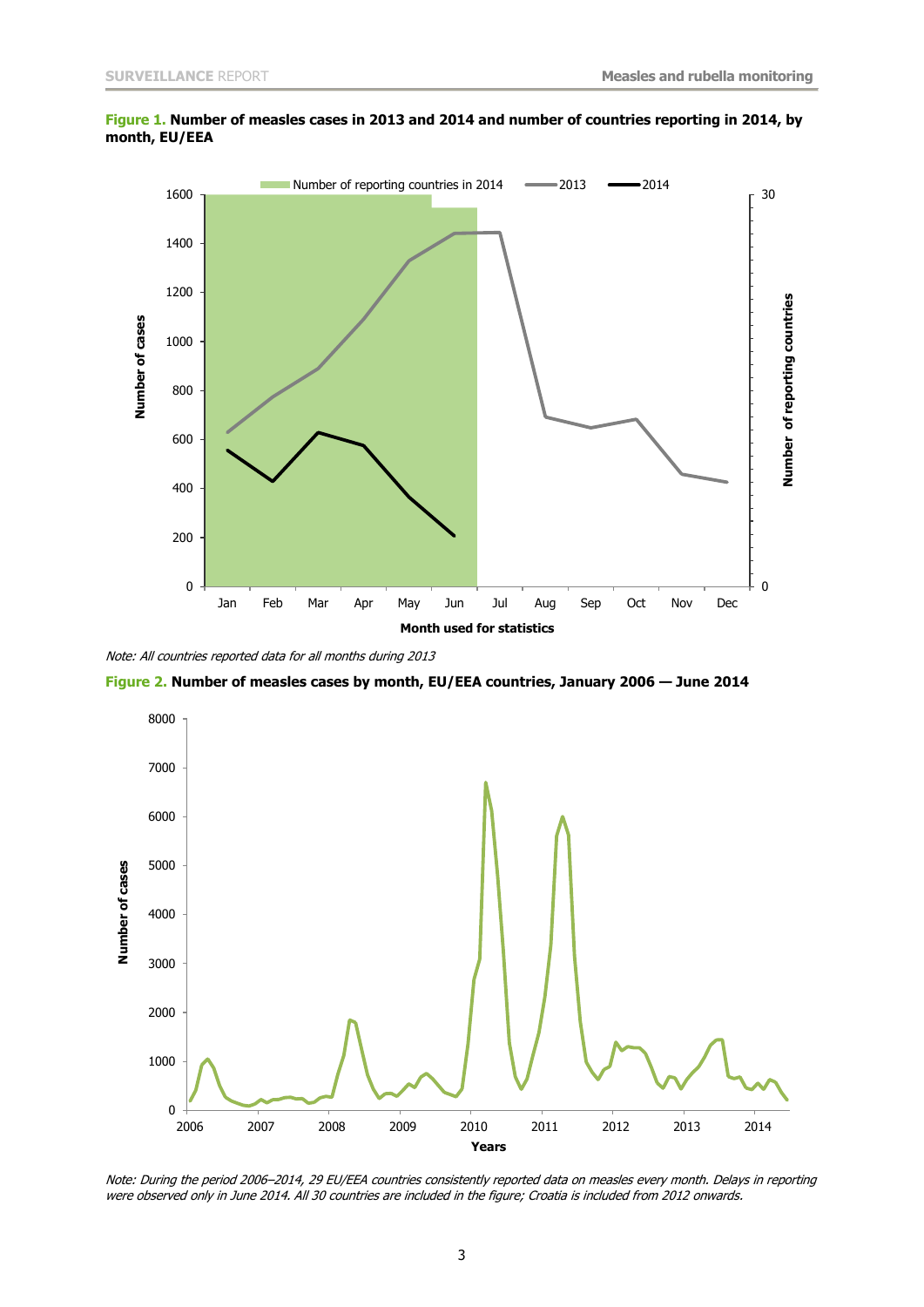**Figure 1. Number of measles cases in 2013 and 2014 and number of countries reporting in 2014, by month, EU/EEA**

*Note: All countries reported data for all months during 2013*

**Figure 2. Number of measles cases by month, EU/EEA countries, January 2006 — June 2014**

*Note: During the period 2006–2014, 29 EU/EEA countries consistently reported data on measles every month. Delays in reporting were observed only in June 2014. All 30 countries are included in the figure; Croatia is included from 2012 onwards.*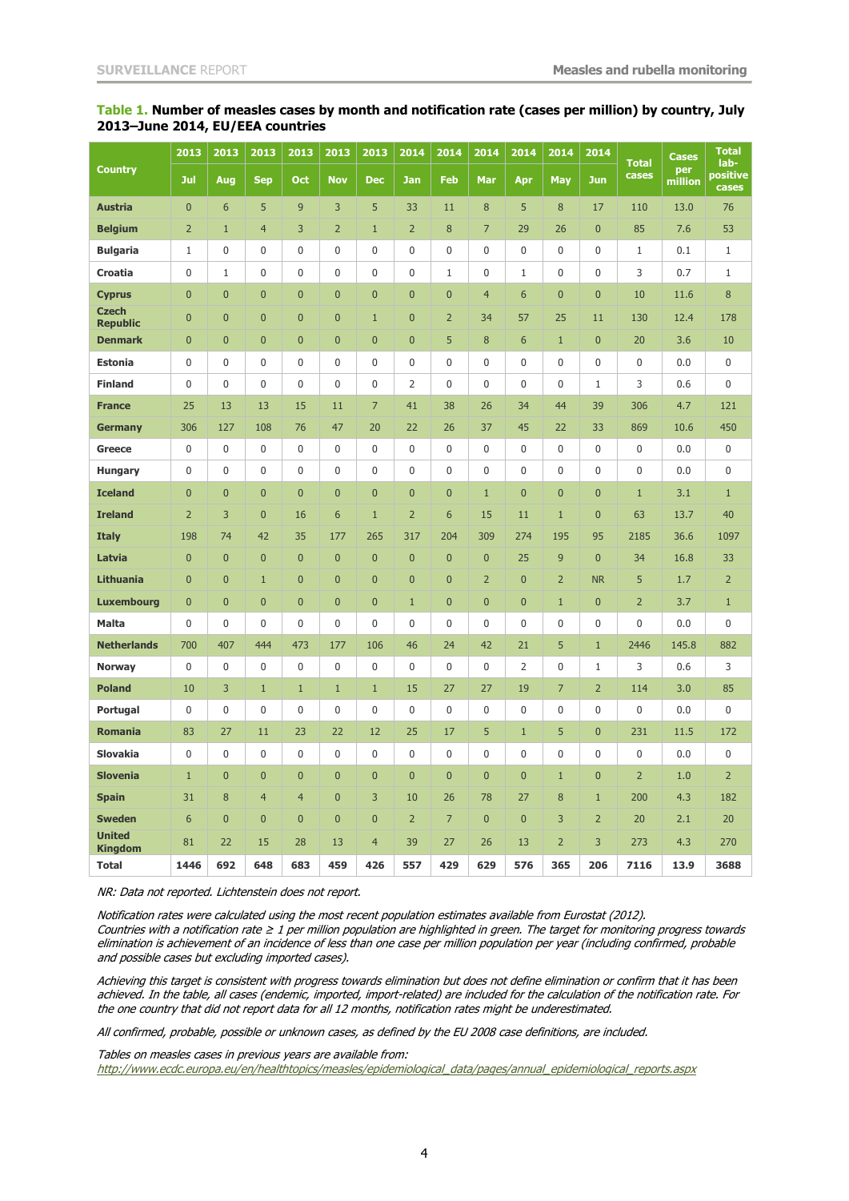**Table 1. Number of measles cases by month and notification rate (cases per million) by country, July 2013–June 2014, EU/EEA countries**

| Country | 2013 | 2013 | 2013 | 2013 | 2013 | 2013 | 2014 | 2014 | 2014 | 2014 | 2014 | 2014 | Total cases | Cases per million | Total lab-positive cases |
|---|---|---|---|---|---|---|---|---|---|---|---|---|---|---|---|
| | Jul | Aug | Sep | Oct | Nov | Dec | Jan | Feb | Mar | Apr | May | Jun | | | |
| Austria | 0 | 6 | 5 | 9 | 3 | 5 | 33 | 11 | 8 | 5 | 8 | 17 | 110 | 13.0 | 76 |
| Belgium | 2 | 1 | 4 | 3 | 2 | 1 | 2 | 8 | 7 | 29 | 26 | 0 | 85 | 7.6 | 53 |
| Bulgaria | 1 | 0 | 0 | 0 | 0 | 0 | 0 | 0 | 0 | 0 | 0 | 0 | 1 | 0.1 | 1 |
| Croatia | 0 | 1 | 0 | 0 | 0 | 0 | 0 | 1 | 0 | 1 | 0 | 0 | 3 | 0.7 | 1 |
| Cyprus | 0 | 0 | 0 | 0 | 0 | 0 | 0 | 0 | 4 | 6 | 0 | 0 | 10 | 11.6 | 8 |
| Czech Republic | 0 | 0 | 0 | 0 | 0 | 1 | 0 | 2 | 34 | 57 | 25 | 11 | 130 | 12.4 | 178 |
| Denmark | 0 | 0 | 0 | 0 | 0 | 0 | 0 | 5 | 8 | 6 | 1 | 0 | 20 | 3.6 | 10 |
| Estonia | 0 | 0 | 0 | 0 | 0 | 0 | 0 | 0 | 0 | 0 | 0 | 0 | 0 | 0.0 | 0 |
| Finland | 0 | 0 | 0 | 0 | 0 | 0 | 2 | 0 | 0 | 0 | 0 | 1 | 3 | 0.6 | 0 |
| France | 25 | 13 | 13 | 15 | 11 | 7 | 41 | 38 | 26 | 34 | 44 | 39 | 306 | 4.7 | 121 |
| Germany | 306 | 127 | 108 | 76 | 47 | 20 | 22 | 26 | 37 | 45 | 22 | 33 | 869 | 10.6 | 450 |
| Greece | 0 | 0 | 0 | 0 | 0 | 0 | 0 | 0 | 0 | 0 | 0 | 0 | 0 | 0.0 | 0 |
| Hungary | 0 | 0 | 0 | 0 | 0 | 0 | 0 | 0 | 0 | 0 | 0 | 0 | 0 | 0.0 | 0 |
| Iceland | 0 | 0 | 0 | 0 | 0 | 0 | 0 | 0 | 1 | 0 | 0 | 0 | 1 | 3.1 | 1 |
| Ireland | 2 | 3 | 0 | 16 | 6 | 1 | 2 | 6 | 15 | 11 | 1 | 0 | 63 | 13.7 | 40 |
| Italy | 198 | 74 | 42 | 35 | 177 | 265 | 317 | 204 | 309 | 274 | 195 | 95 | 2185 | 36.6 | 1097 |
| Latvia | 0 | 0 | 0 | 0 | 0 | 0 | 0 | 0 | 0 | 25 | 9 | 0 | 34 | 16.8 | 33 |
| Lithuania | 0 | 0 | 1 | 0 | 0 | 0 | 0 | 0 | 2 | 0 | 2 | NR | 5 | 1.7 | 2 |
| Luxembourg | 0 | 0 | 0 | 0 | 0 | 0 | 1 | 0 | 0 | 0 | 1 | 0 | 2 | 3.7 | 1 |
| Malta | 0 | 0 | 0 | 0 | 0 | 0 | 0 | 0 | 0 | 0 | 0 | 0 | 0 | 0.0 | 0 |
| Netherlands | 700 | 407 | 444 | 473 | 177 | 106 | 46 | 24 | 42 | 21 | 5 | 1 | 2446 | 145.8 | 882 |
| Norway | 0 | 0 | 0 | 0 | 0 | 0 | 0 | 0 | 0 | 2 | 0 | 1 | 3 | 0.6 | 3 |
| Poland | 10 | 3 | 1 | 1 | 1 | 1 | 15 | 27 | 27 | 19 | 7 | 2 | 114 | 3.0 | 85 |
| Portugal | 0 | 0 | 0 | 0 | 0 | 0 | 0 | 0 | 0 | 0 | 0 | 0 | 0 | 0.0 | 0 |
| Romania | 83 | 27 | 11 | 23 | 22 | 12 | 25 | 17 | 5 | 1 | 5 | 0 | 231 | 11.5 | 172 |
| Slovakia | 0 | 0 | 0 | 0 | 0 | 0 | 0 | 0 | 0 | 0 | 0 | 0 | 0 | 0.0 | 0 |
| Slovenia | 1 | 0 | 0 | 0 | 0 | 0 | 0 | 0 | 0 | 0 | 1 | 0 | 2 | 1.0 | 2 |
| Spain | 31 | 8 | 4 | 4 | 0 | 3 | 10 | 26 | 78 | 27 | 8 | 1 | 200 | 4.3 | 182 |
| Sweden | 6 | 0 | 0 | 0 | 0 | 0 | 2 | 7 | 0 | 0 | 3 | 2 | 20 | 2.1 | 20 |
| United Kingdom | 81 | 22 | 15 | 28 | 13 | 4 | 39 | 27 | 26 | 13 | 2 | 3 | 273 | 4.3 | 270 |
| **Total** | **1446** | **692** | **648** | **683** | **459** | **426** | **557** | **429** | **629** | **576** | **365** | **206** | **7116** | **13.9** | **3688** |

*NR: Data not reported. Lichtenstein does not report.*

*Notification rates were calculated using the most recent population estimates available from Eurostat (2012).*
*Countries with a notification rate ≥ 1 per million population are highlighted in green. The target for monitoring progress towards elimination is achievement of an incidence of less than one case per million population per year (including confirmed, probable and possible cases but excluding imported cases).*

*Achieving this target is consistent with progress towards elimination but does not define elimination or confirm that it has been achieved. In the table, all cases (endemic, imported, import-related) are included for the calculation of the notification rate. For the one country that did not report data for all 12 months, notification rates might be underestimated.*

*All confirmed, probable, possible or unknown cases, as defined by the EU 2008 case definitions, are included.*

*Tables on measles cases in previous years are available from:*
*http://www.ecdc.europa.eu/en/healthtopics/measles/epidemiological_data/pages/annual_epidemiological_reports.aspx*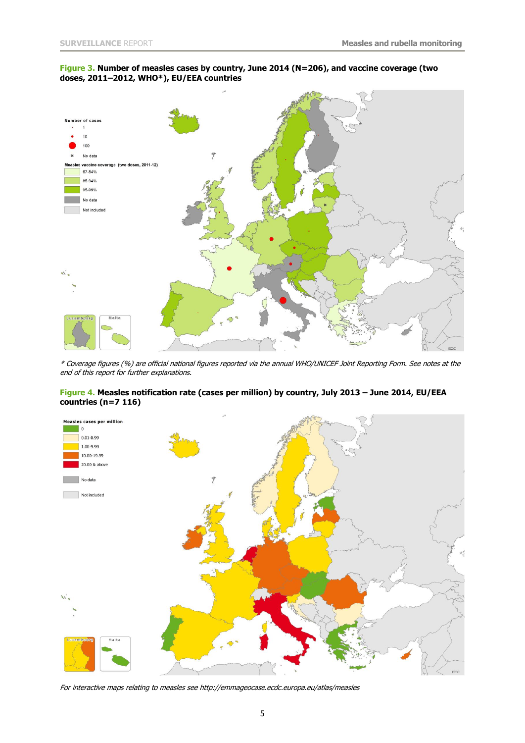**Figure 3.** **Number of measles cases by country, June 2014 (N=206), and vaccine coverage (two doses, 2011–2012, WHO*), EU/EEA countries**

*\* Coverage figures (%) are official national figures reported via the annual WHO/UNICEF Joint Reporting Form. See notes at the end of this report for further explanations.*

**Figure 4.** **Measles notification rate (cases per million) by country, July 2013 – June 2014, EU/EEA countries (n=7 116)**

*For interactive maps relating to measles see http://emmageocase.ecdc.europa.eu/atlas/measles*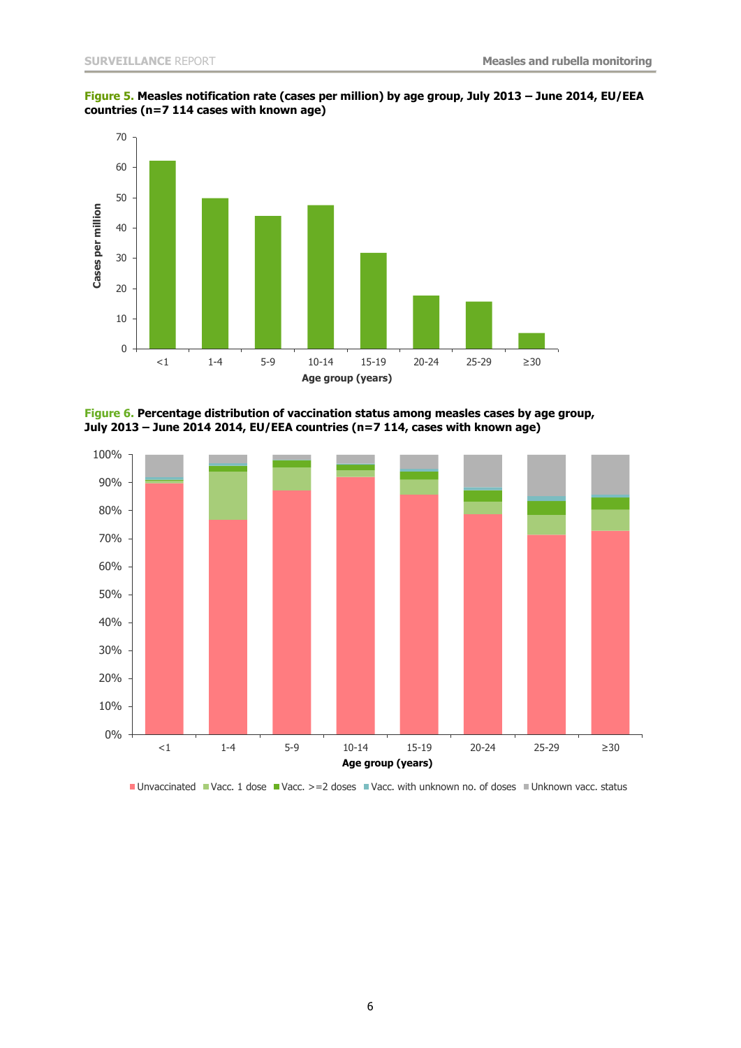**Figure 5.** **Measles notification rate (cases per million) by age group, July 2013 – June 2014, EU/EEA countries (n=7 114 cases with known age)**

**Figure 6.** **Percentage distribution of vaccination status among measles cases by age group, July 2013 – June 2014 2014, EU/EEA countries (n=7 114, cases with known age)**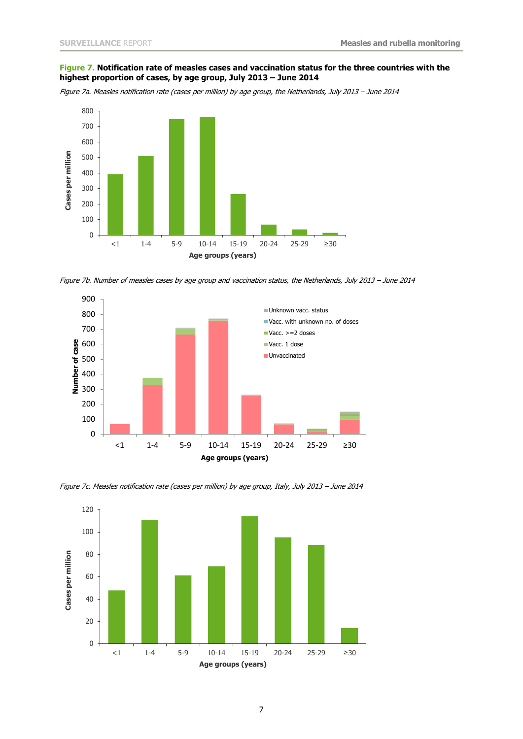**Figure 7.** **Notification rate of measles cases and vaccination status for the three countries with the highest proportion of cases, by age group, July 2013 – June 2014**

*Figure 7a. Measles notification rate (cases per million) by age group, the Netherlands, July 2013 – June 2014*

*Figure 7b. Number of measles cases by age group and vaccination status, the Netherlands, July 2013 – June 2014*

*Figure 7c. Measles notification rate (cases per million) by age group, Italy, July 2013 – June 2014*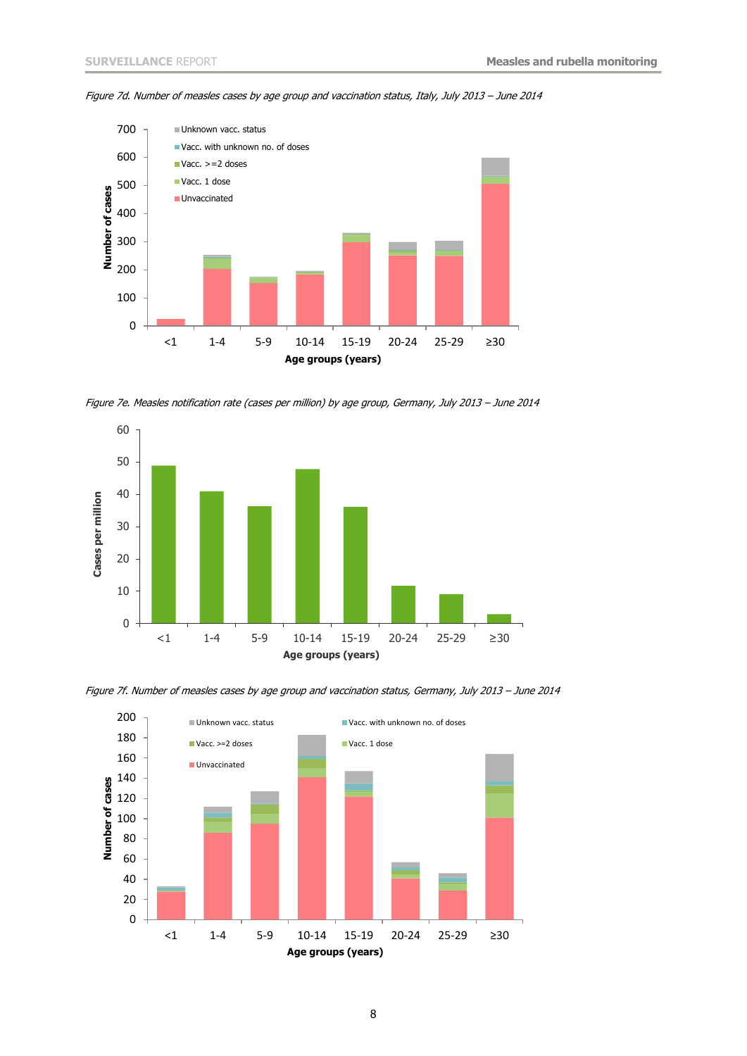*Figure 7d. Number of measles cases by age group and vaccination status, Italy, July 2013 – June 2014*

*Figure 7e. Measles notification rate (cases per million) by age group, Germany, July 2013 – June 2014*

*Figure 7f. Number of measles cases by age group and vaccination status, Germany, July 2013 – June 2014*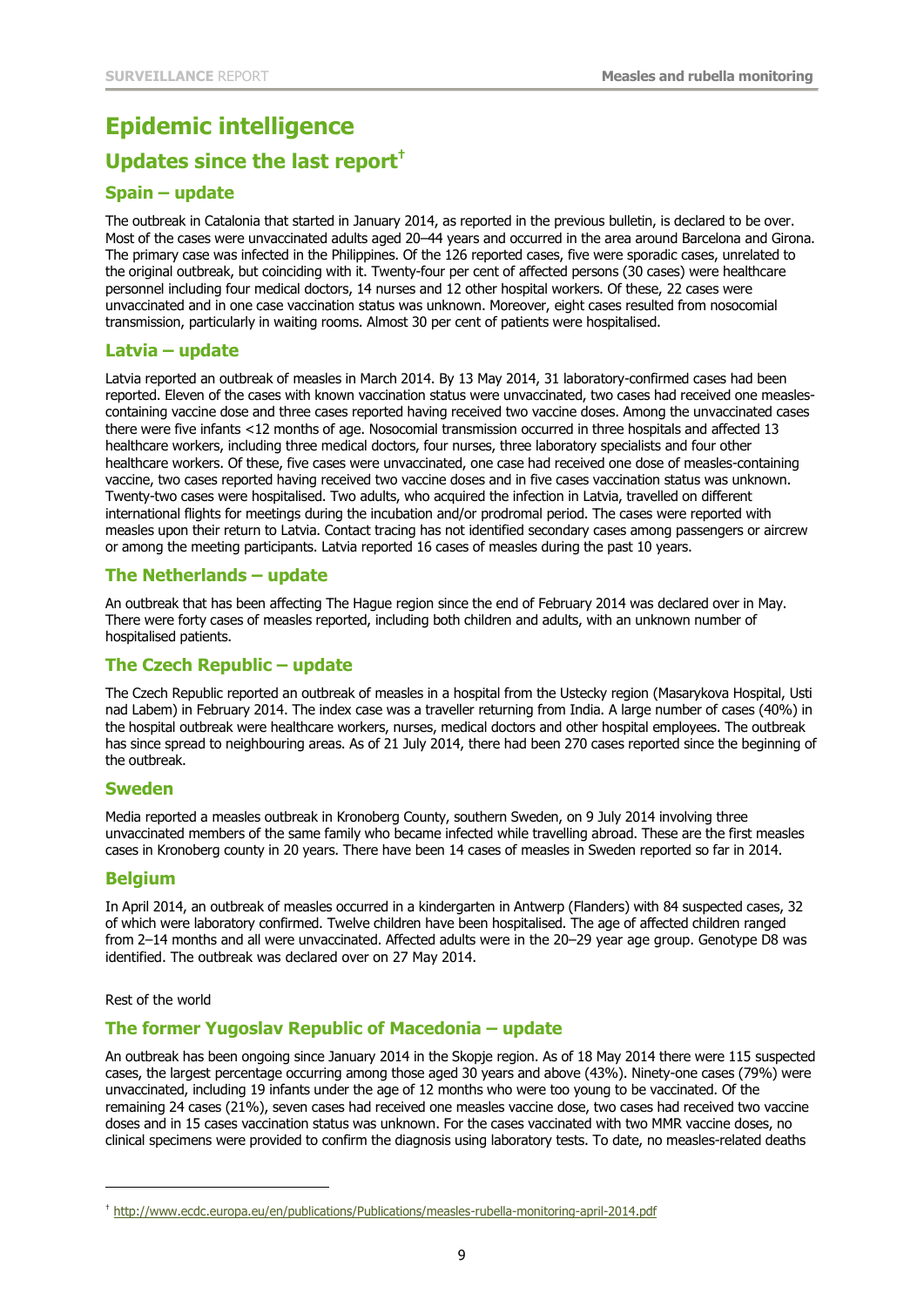# Epidemic intelligence

## Updates since the last report[†]

### Spain – update

The outbreak in Catalonia that started in January 2014, as reported in the previous bulletin, is declared to be over. Most of the cases were unvaccinated adults aged 20–44 years and occurred in the area around Barcelona and Girona. The primary case was infected in the Philippines. Of the 126 reported cases, five were sporadic cases, unrelated to the original outbreak, but coinciding with it. Twenty-four per cent of affected persons (30 cases) were healthcare personnel including four medical doctors, 14 nurses and 12 other hospital workers. Of these, 22 cases were unvaccinated and in one case vaccination status was unknown. Moreover, eight cases resulted from nosocomial transmission, particularly in waiting rooms. Almost 30 per cent of patients were hospitalised.

### Latvia – update

Latvia reported an outbreak of measles in March 2014. By 13 May 2014, 31 laboratory-confirmed cases had been reported. Eleven of the cases with known vaccination status were unvaccinated, two cases had received one measles-containing vaccine dose and three cases reported having received two vaccine doses. Among the unvaccinated cases there were five infants <12 months of age. Nosocomial transmission occurred in three hospitals and affected 13 healthcare workers, including three medical doctors, four nurses, three laboratory specialists and four other healthcare workers. Of these, five cases were unvaccinated, one case had received one dose of measles-containing vaccine, two cases reported having received two vaccine doses and in five cases vaccination status was unknown. Twenty-two cases were hospitalised. Two adults, who acquired the infection in Latvia, travelled on different international flights for meetings during the incubation and/or prodromal period. The cases were reported with measles upon their return to Latvia. Contact tracing has not identified secondary cases among passengers or aircrew or among the meeting participants. Latvia reported 16 cases of measles during the past 10 years.

### The Netherlands – update

An outbreak that has been affecting The Hague region since the end of February 2014 was declared over in May. There were forty cases of measles reported, including both children and adults, with an unknown number of hospitalised patients.

### The Czech Republic – update

The Czech Republic reported an outbreak of measles in a hospital from the Ustecky region (Masarykova Hospital, Usti nad Labem) in February 2014. The index case was a traveller returning from India. A large number of cases (40%) in the hospital outbreak were healthcare workers, nurses, medical doctors and other hospital employees. The outbreak has since spread to neighbouring areas. As of 21 July 2014, there had been 270 cases reported since the beginning of the outbreak.

### Sweden

Media reported a measles outbreak in Kronoberg County, southern Sweden, on 9 July 2014 involving three unvaccinated members of the same family who became infected while travelling abroad. These are the first measles cases in Kronoberg county in 20 years. There have been 14 cases of measles in Sweden reported so far in 2014.

### Belgium

In April 2014, an outbreak of measles occurred in a kindergarten in Antwerp (Flanders) with 84 suspected cases, 32 of which were laboratory confirmed. Twelve children have been hospitalised. The age of affected children ranged from 2–14 months and all were unvaccinated. Affected adults were in the 20–29 year age group. Genotype D8 was identified. The outbreak was declared over on 27 May 2014.

Rest of the world

### The former Yugoslav Republic of Macedonia – update

An outbreak has been ongoing since January 2014 in the Skopje region. As of 18 May 2014 there were 115 suspected cases, the largest percentage occurring among those aged 30 years and above (43%). Ninety-one cases (79%) were unvaccinated, including 19 infants under the age of 12 months who were too young to be vaccinated. Of the remaining 24 cases (21%), seven cases had received one measles vaccine dose, two cases had received two vaccine doses and in 15 cases vaccination status was unknown. For the cases vaccinated with two MMR vaccine doses, no clinical specimens were provided to confirm the diagnosis using laboratory tests. To date, no measles-related deaths

---

[†] http://www.ecdc.europa.eu/en/publications/Publications/measles-rubella-monitoring-april-2014.pdf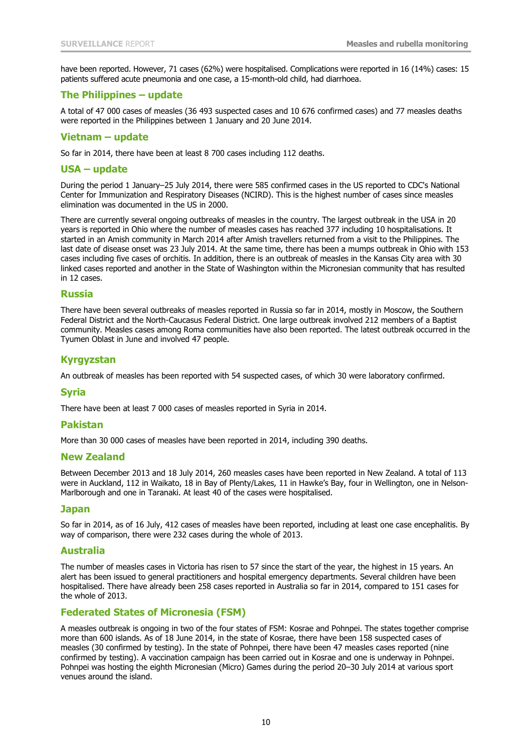have been reported. However, 71 cases (62%) were hospitalised. Complications were reported in 16 (14%) cases: 15 patients suffered acute pneumonia and one case, a 15-month-old child, had diarrhoea.

### The Philippines – update

A total of 47 000 cases of measles (36 493 suspected cases and 10 676 confirmed cases) and 77 measles deaths were reported in the Philippines between 1 January and 20 June 2014.

### Vietnam – update

So far in 2014, there have been at least 8 700 cases including 112 deaths.

### USA – update

During the period 1 January–25 July 2014, there were 585 confirmed cases in the US reported to CDC's National Center for Immunization and Respiratory Diseases (NCIRD). This is the highest number of cases since measles elimination was documented in the US in 2000.

There are currently several ongoing outbreaks of measles in the country. The largest outbreak in the USA in 20 years is reported in Ohio where the number of measles cases has reached 377 including 10 hospitalisations. It started in an Amish community in March 2014 after Amish travellers returned from a visit to the Philippines. The last date of disease onset was 23 July 2014. At the same time, there has been a mumps outbreak in Ohio with 153 cases including five cases of orchitis. In addition, there is an outbreak of measles in the Kansas City area with 30 linked cases reported and another in the State of Washington within the Micronesian community that has resulted in 12 cases.

### Russia

There have been several outbreaks of measles reported in Russia so far in 2014, mostly in Moscow, the Southern Federal District and the North-Caucasus Federal District. One large outbreak involved 212 members of a Baptist community. Measles cases among Roma communities have also been reported. The latest outbreak occurred in the Tyumen Oblast in June and involved 47 people.

### Kyrgyzstan

An outbreak of measles has been reported with 54 suspected cases, of which 30 were laboratory confirmed.

### Syria

There have been at least 7 000 cases of measles reported in Syria in 2014.

### Pakistan

More than 30 000 cases of measles have been reported in 2014, including 390 deaths.

### New Zealand

Between December 2013 and 18 July 2014, 260 measles cases have been reported in New Zealand. A total of 113 were in Auckland, 112 in Waikato, 18 in Bay of Plenty/Lakes, 11 in Hawke's Bay, four in Wellington, one in Nelson-Marlborough and one in Taranaki. At least 40 of the cases were hospitalised.

### Japan

So far in 2014, as of 16 July, 412 cases of measles have been reported, including at least one case encephalitis. By way of comparison, there were 232 cases during the whole of 2013.

### Australia

The number of measles cases in Victoria has risen to 57 since the start of the year, the highest in 15 years. An alert has been issued to general practitioners and hospital emergency departments. Several children have been hospitalised. There have already been 258 cases reported in Australia so far in 2014, compared to 151 cases for the whole of 2013.

### Federated States of Micronesia (FSM)

A measles outbreak is ongoing in two of the four states of FSM: Kosrae and Pohnpei. The states together comprise more than 600 islands. As of 18 June 2014, in the state of Kosrae, there have been 158 suspected cases of measles (30 confirmed by testing). In the state of Pohnpei, there have been 47 measles cases reported (nine confirmed by testing). A vaccination campaign has been carried out in Kosrae and one is underway in Pohnpei. Pohnpei was hosting the eighth Micronesian (Micro) Games during the period 20–30 July 2014 at various sport venues around the island.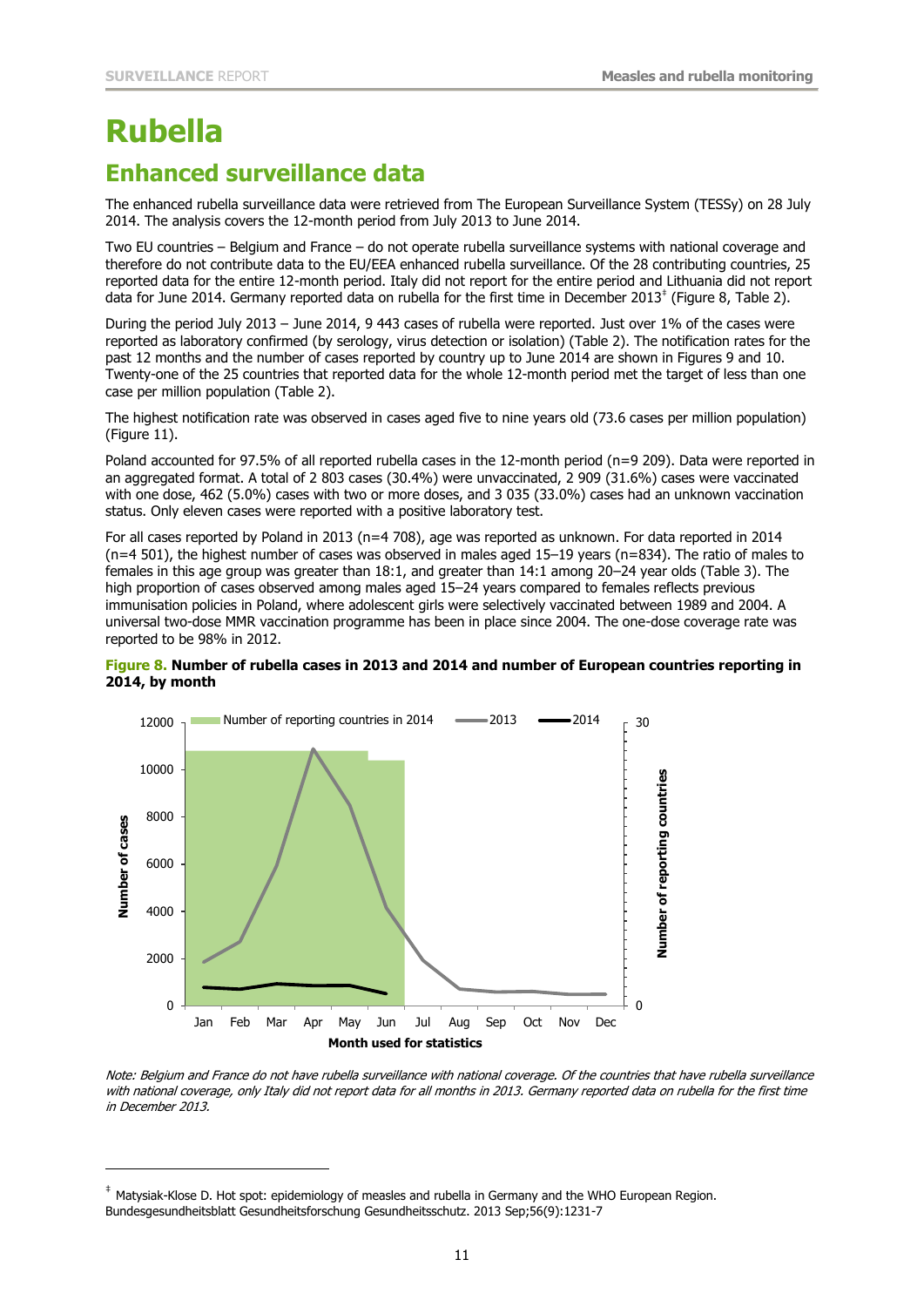# Rubella

## Enhanced surveillance data

The enhanced rubella surveillance data were retrieved from The European Surveillance System (TESSy) on 28 July 2014. The analysis covers the 12-month period from July 2013 to June 2014.

Two EU countries – Belgium and France – do not operate rubella surveillance systems with national coverage and therefore do not contribute data to the EU/EEA enhanced rubella surveillance. Of the 28 contributing countries, 25 reported data for the entire 12-month period. Italy did not report for the entire period and Lithuania did not report data for June 2014. Germany reported data on rubella for the first time in December 2013[‡] (Figure 8, Table 2).

During the period July 2013 – June 2014, 9 443 cases of rubella were reported. Just over 1% of the cases were reported as laboratory confirmed (by serology, virus detection or isolation) (Table 2). The notification rates for the past 12 months and the number of cases reported by country up to June 2014 are shown in Figures 9 and 10. Twenty-one of the 25 countries that reported data for the whole 12-month period met the target of less than one case per million population (Table 2).

The highest notification rate was observed in cases aged five to nine years old (73.6 cases per million population) (Figure 11).

Poland accounted for 97.5% of all reported rubella cases in the 12-month period (n=9 209). Data were reported in an aggregated format. A total of 2 803 cases (30.4%) were unvaccinated, 2 909 (31.6%) cases were vaccinated with one dose, 462 (5.0%) cases with two or more doses, and 3 035 (33.0%) cases had an unknown vaccination status. Only eleven cases were reported with a positive laboratory test.

For all cases reported by Poland in 2013 (n=4 708), age was reported as unknown. For data reported in 2014 (n=4 501), the highest number of cases was observed in males aged 15–19 years (n=834). The ratio of males to females in this age group was greater than 18:1, and greater than 14:1 among 20–24 year olds (Table 3). The high proportion of cases observed among males aged 15–24 years compared to females reflects previous immunisation policies in Poland, where adolescent girls were selectively vaccinated between 1989 and 2004. A universal two-dose MMR vaccination programme has been in place since 2004. The one-dose coverage rate was reported to be 98% in 2012.

**Figure 8. Number of rubella cases in 2013 and 2014 and number of European countries reporting in 2014, by month**

*Note: Belgium and France do not have rubella surveillance with national coverage. Of the countries that have rubella surveillance with national coverage, only Italy did not report data for all months in 2013. Germany reported data on rubella for the first time in December 2013.*

---

[‡] Matysiak-Klose D. Hot spot: epidemiology of measles and rubella in Germany and the WHO European Region. Bundesgesundheitsblatt Gesundheitsforschung Gesundheitsschutz. 2013 Sep;56(9):1231-7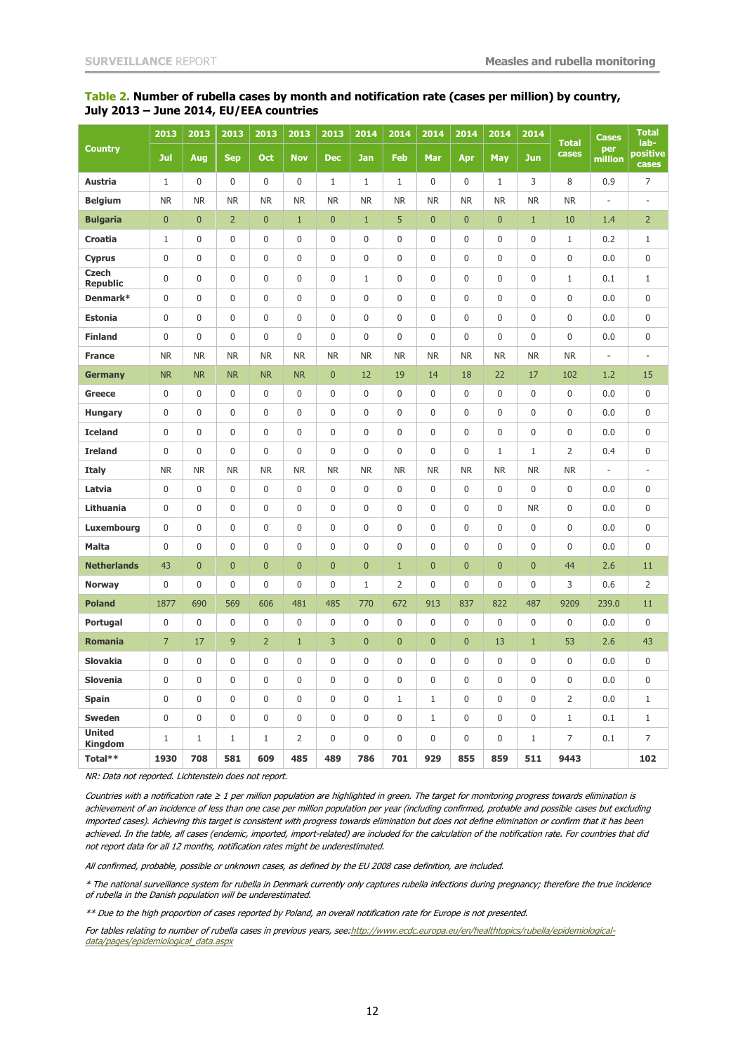**Table 2. Number of rubella cases by month and notification rate (cases per million) by country, July 2013 – June 2014, EU/EEA countries**

| Country | 2013 Jul | 2013 Aug | 2013 Sep | 2013 Oct | 2013 Nov | 2013 Dec | 2014 Jan | 2014 Feb | 2014 Mar | 2014 Apr | 2014 May | 2014 Jun | Total cases | Cases per million | Total lab-positive cases |
|---|---|---|---|---|---|---|---|---|---|---|---|---|---|---|---|
| Austria | 1 | 0 | 0 | 0 | 0 | 1 | 1 | 1 | 0 | 0 | 1 | 3 | 8 | 0.9 | 7 |
| Belgium | NR | NR | NR | NR | NR | NR | NR | NR | NR | NR | NR | NR | NR | - | - |
| Bulgaria | 0 | 0 | 2 | 0 | 1 | 0 | 1 | 5 | 0 | 0 | 0 | 1 | 10 | 1.4 | 2 |
| Croatia | 1 | 0 | 0 | 0 | 0 | 0 | 0 | 0 | 0 | 0 | 0 | 0 | 1 | 0.2 | 1 |
| Cyprus | 0 | 0 | 0 | 0 | 0 | 0 | 0 | 0 | 0 | 0 | 0 | 0 | 0 | 0.0 | 0 |
| Czech Republic | 0 | 0 | 0 | 0 | 0 | 0 | 1 | 0 | 0 | 0 | 0 | 0 | 1 | 0.1 | 1 |
| Denmark* | 0 | 0 | 0 | 0 | 0 | 0 | 0 | 0 | 0 | 0 | 0 | 0 | 0 | 0.0 | 0 |
| Estonia | 0 | 0 | 0 | 0 | 0 | 0 | 0 | 0 | 0 | 0 | 0 | 0 | 0 | 0.0 | 0 |
| Finland | 0 | 0 | 0 | 0 | 0 | 0 | 0 | 0 | 0 | 0 | 0 | 0 | 0 | 0.0 | 0 |
| France | NR | NR | NR | NR | NR | NR | NR | NR | NR | NR | NR | NR | NR | - | - |
| Germany | NR | NR | NR | NR | NR | 0 | 12 | 19 | 14 | 18 | 22 | 17 | 102 | 1.2 | 15 |
| Greece | 0 | 0 | 0 | 0 | 0 | 0 | 0 | 0 | 0 | 0 | 0 | 0 | 0 | 0.0 | 0 |
| Hungary | 0 | 0 | 0 | 0 | 0 | 0 | 0 | 0 | 0 | 0 | 0 | 0 | 0 | 0.0 | 0 |
| Iceland | 0 | 0 | 0 | 0 | 0 | 0 | 0 | 0 | 0 | 0 | 0 | 0 | 0 | 0.0 | 0 |
| Ireland | 0 | 0 | 0 | 0 | 0 | 0 | 0 | 0 | 0 | 0 | 1 | 1 | 2 | 0.4 | 0 |
| Italy | NR | NR | NR | NR | NR | NR | NR | NR | NR | NR | NR | NR | NR | - | - |
| Latvia | 0 | 0 | 0 | 0 | 0 | 0 | 0 | 0 | 0 | 0 | 0 | 0 | 0 | 0.0 | 0 |
| Lithuania | 0 | 0 | 0 | 0 | 0 | 0 | 0 | 0 | 0 | 0 | 0 | NR | 0 | 0.0 | 0 |
| Luxembourg | 0 | 0 | 0 | 0 | 0 | 0 | 0 | 0 | 0 | 0 | 0 | 0 | 0 | 0.0 | 0 |
| Malta | 0 | 0 | 0 | 0 | 0 | 0 | 0 | 0 | 0 | 0 | 0 | 0 | 0 | 0.0 | 0 |
| Netherlands | 43 | 0 | 0 | 0 | 0 | 0 | 0 | 1 | 0 | 0 | 0 | 0 | 44 | 2.6 | 11 |
| Norway | 0 | 0 | 0 | 0 | 0 | 0 | 1 | 2 | 0 | 0 | 0 | 0 | 3 | 0.6 | 2 |
| Poland | 1877 | 690 | 569 | 606 | 481 | 485 | 770 | 672 | 913 | 837 | 822 | 487 | 9209 | 239.0 | 11 |
| Portugal | 0 | 0 | 0 | 0 | 0 | 0 | 0 | 0 | 0 | 0 | 0 | 0 | 0 | 0.0 | 0 |
| Romania | 7 | 17 | 9 | 2 | 1 | 3 | 0 | 0 | 0 | 0 | 13 | 1 | 53 | 2.6 | 43 |
| Slovakia | 0 | 0 | 0 | 0 | 0 | 0 | 0 | 0 | 0 | 0 | 0 | 0 | 0 | 0.0 | 0 |
| Slovenia | 0 | 0 | 0 | 0 | 0 | 0 | 0 | 0 | 0 | 0 | 0 | 0 | 0 | 0.0 | 0 |
| Spain | 0 | 0 | 0 | 0 | 0 | 0 | 0 | 1 | 1 | 0 | 0 | 0 | 2 | 0.0 | 1 |
| Sweden | 0 | 0 | 0 | 0 | 0 | 0 | 0 | 0 | 1 | 0 | 0 | 0 | 1 | 0.1 | 1 |
| United Kingdom | 1 | 1 | 1 | 1 | 2 | 0 | 0 | 0 | 0 | 0 | 0 | 1 | 7 | 0.1 | 7 |
| **Total\*\*** | **1930** | **708** | **581** | **609** | **485** | **489** | **786** | **701** | **929** | **855** | **859** | **511** | **9443** | | **102** |

*NR: Data not reported. Lichtenstein does not report.*

*Countries with a notification rate ≥ 1 per million population are highlighted in green. The target for monitoring progress towards elimination is achievement of an incidence of less than one case per million population per year (including confirmed, probable and possible cases but excluding imported cases). Achieving this target is consistent with progress towards elimination but does not define elimination or confirm that it has been achieved. In the table, all cases (endemic, imported, import-related) are included for the calculation of the notification rate. For countries that did not report data for all 12 months, notification rates might be underestimated.*

*All confirmed, probable, possible or unknown cases, as defined by the EU 2008 case definition, are included.*

*\* The national surveillance system for rubella in Denmark currently only captures rubella infections during pregnancy; therefore the true incidence of rubella in the Danish population will be underestimated.*

*\*\* Due to the high proportion of cases reported by Poland, an overall notification rate for Europe is not presented.*

*For tables relating to number of rubella cases in previous years, see: http://www.ecdc.europa.eu/en/healthtopics/rubella/epidemiological-data/pages/epidemiological_data.aspx*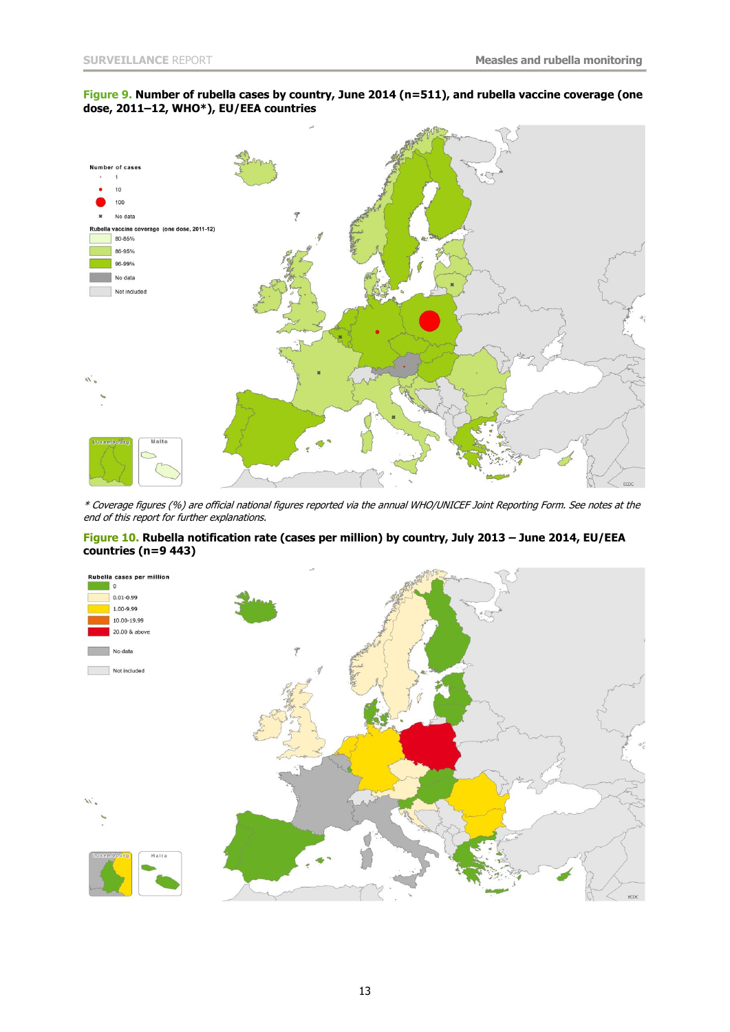**Figure 9. Number of rubella cases by country, June 2014 (n=511), and rubella vaccine coverage (one dose, 2011–12, WHO*), EU/EEA countries**

Number of cases

- 1
- 10
- 100
- No data

Rubella vaccine coverage (one dose, 2011-12)

- 80-85%
- 86-95%
- 96-99%
- No data
- Not included

Luxembourg | Malta

*\* Coverage figures (%) are official national figures reported via the annual WHO/UNICEF Joint Reporting Form. See notes at the end of this report for further explanations.*

**Figure 10. Rubella notification rate (cases per million) by country, July 2013 – June 2014, EU/EEA countries (n=9 443)**

Rubella cases per million

- 0
- 0.01-0.99
- 1.00-9.99
- 10.00-19.99
- 20.00 & above
- No data
- Not included

Luxembourg | Malta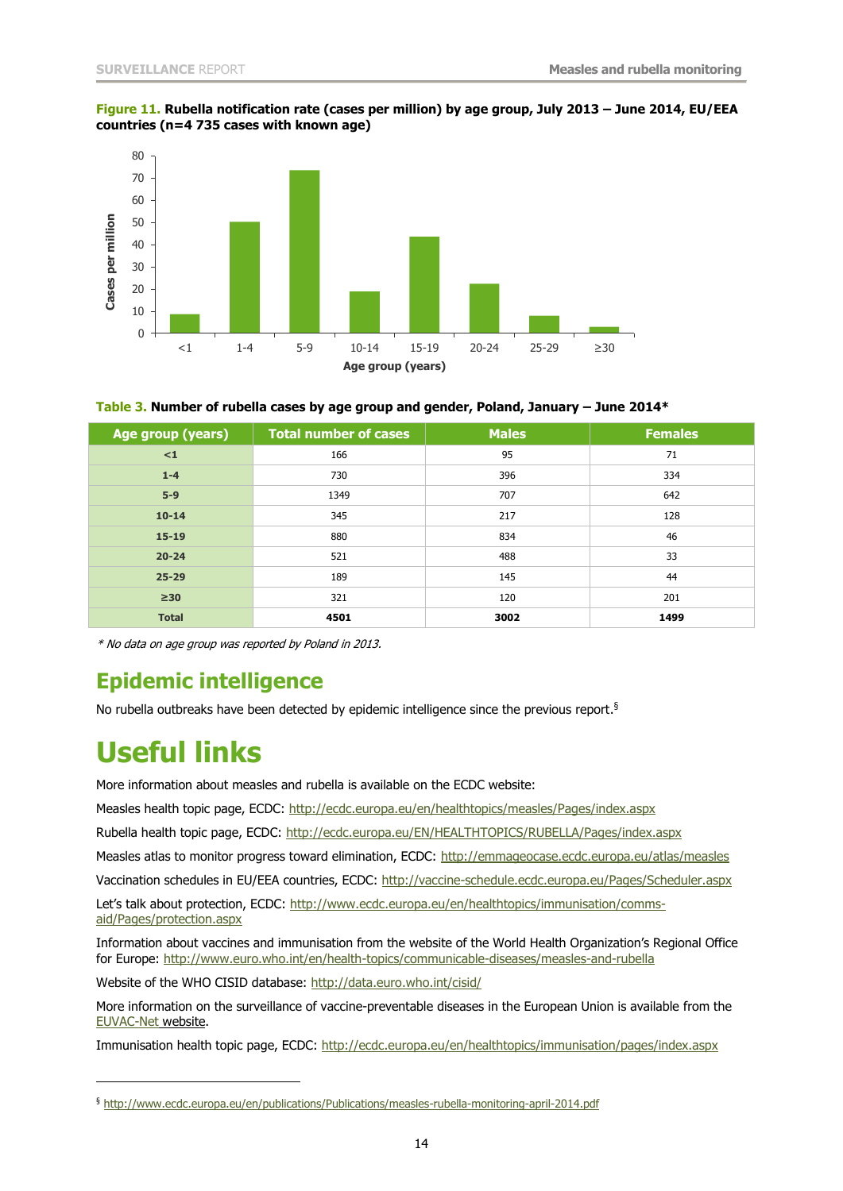**Figure 11.** **Rubella notification rate (cases per million) by age group, July 2013 – June 2014, EU/EEA countries (n=4 735 cases with known age)**

**Table 3.** **Number of rubella cases by age group and gender, Poland, January – June 2014***

| Age group (years) | Total number of cases | Males | Females |
|---|---|---|---|
| <1 | 166 | 95 | 71 |
| 1-4 | 730 | 396 | 334 |
| 5-9 | 1349 | 707 | 642 |
| 10-14 | 345 | 217 | 128 |
| 15-19 | 880 | 834 | 46 |
| 20-24 | 521 | 488 | 33 |
| 25-29 | 189 | 145 | 44 |
| ≥30 | 321 | 120 | 201 |
| **Total** | **4501** | **3002** | **1499** |

*\* No data on age group was reported by Poland in 2013.*

## Epidemic intelligence

No rubella outbreaks have been detected by epidemic intelligence since the previous report.[§]

# Useful links

More information about measles and rubella is available on the ECDC website:

Measles health topic page, ECDC: http://ecdc.europa.eu/en/healthtopics/measles/Pages/index.aspx

Rubella health topic page, ECDC: http://ecdc.europa.eu/EN/HEALTHTOPICS/RUBELLA/Pages/index.aspx

Measles atlas to monitor progress toward elimination, ECDC: http://emmageocase.ecdc.europa.eu/atlas/measles

Vaccination schedules in EU/EEA countries, ECDC: http://vaccine-schedule.ecdc.europa.eu/Pages/Scheduler.aspx

Let's talk about protection, ECDC: http://www.ecdc.europa.eu/en/healthtopics/immunisation/comms-aid/Pages/protection.aspx

Information about vaccines and immunisation from the website of the World Health Organization's Regional Office for Europe: http://www.euro.who.int/en/health-topics/communicable-diseases/measles-and-rubella

Website of the WHO CISID database: http://data.euro.who.int/cisid/

More information on the surveillance of vaccine-preventable diseases in the European Union is available from the EUVAC-Net website.

Immunisation health topic page, ECDC: http://ecdc.europa.eu/en/healthtopics/immunisation/pages/index.aspx

---

[§] http://www.ecdc.europa.eu/en/publications/Publications/measles-rubella-monitoring-april-2014.pdf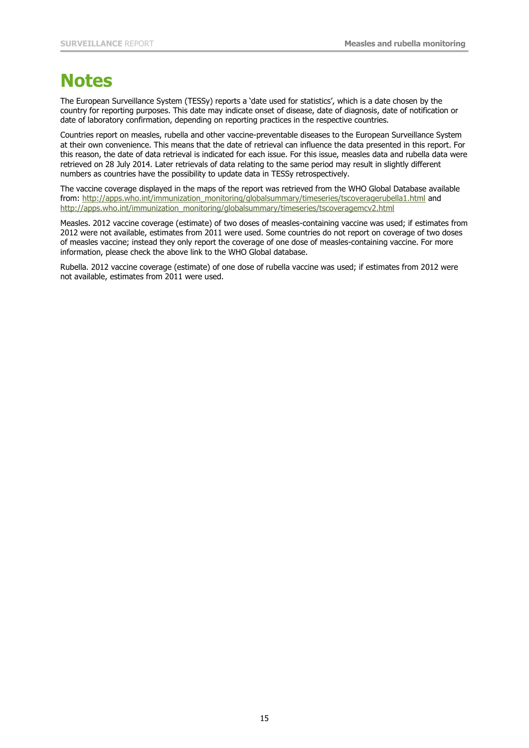# Notes

The European Surveillance System (TESSy) reports a 'date used for statistics', which is a date chosen by the country for reporting purposes. This date may indicate onset of disease, date of diagnosis, date of notification or date of laboratory confirmation, depending on reporting practices in the respective countries.

Countries report on measles, rubella and other vaccine-preventable diseases to the European Surveillance System at their own convenience. This means that the date of retrieval can influence the data presented in this report. For this reason, the date of data retrieval is indicated for each issue. For this issue, measles data and rubella data were retrieved on 28 July 2014. Later retrievals of data relating to the same period may result in slightly different numbers as countries have the possibility to update data in TESSy retrospectively.

The vaccine coverage displayed in the maps of the report was retrieved from the WHO Global Database available from: http://apps.who.int/immunization_monitoring/globalsummary/timeseries/tscoveragerubella1.html and http://apps.who.int/immunization_monitoring/globalsummary/timeseries/tscoveragemcv2.html

Measles. 2012 vaccine coverage (estimate) of two doses of measles-containing vaccine was used; if estimates from 2012 were not available, estimates from 2011 were used. Some countries do not report on coverage of two doses of measles vaccine; instead they only report the coverage of one dose of measles-containing vaccine. For more information, please check the above link to the WHO Global database.

Rubella. 2012 vaccine coverage (estimate) of one dose of rubella vaccine was used; if estimates from 2012 were not available, estimates from 2011 were used.